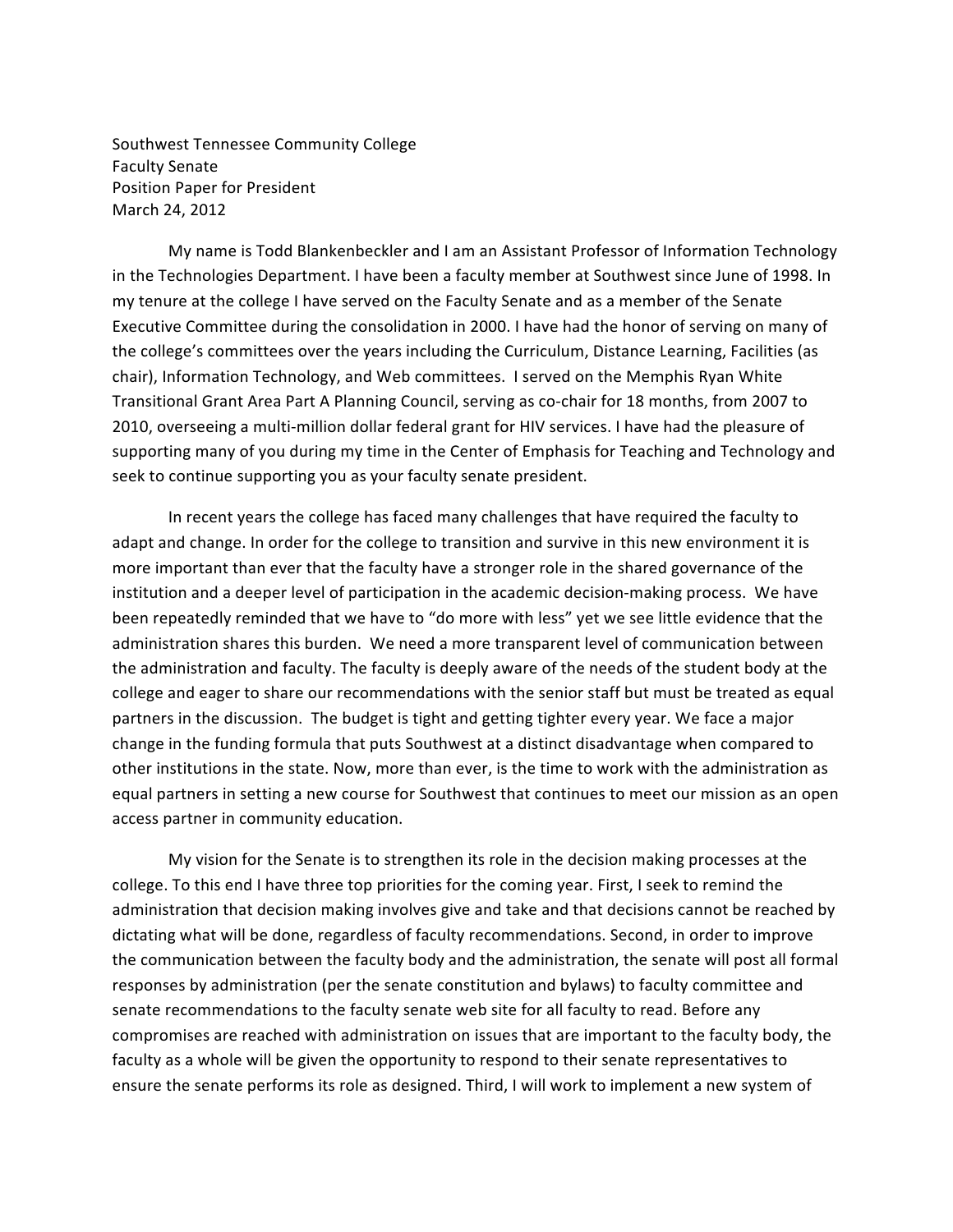Southwest Tennessee Community College
Faculty Senate
Position Paper for President
March 24, 2012

My name is Todd Blankenbeckler and I am an Assistant Professor of Information Technology in the Technologies Department. I have been a faculty member at Southwest since June of 1998. In my tenure at the college I have served on the Faculty Senate and as a member of the Senate Executive Committee during the consolidation in 2000. I have had the honor of serving on many of the college's committees over the years including the Curriculum, Distance Learning, Facilities (as chair), Information Technology, and Web committees. I served on the Memphis Ryan White Transitional Grant Area Part A Planning Council, serving as co-chair for 18 months, from 2007 to 2010, overseeing a multi-million dollar federal grant for HIV services. I have had the pleasure of supporting many of you during my time in the Center of Emphasis for Teaching and Technology and seek to continue supporting you as your faculty senate president.

In recent years the college has faced many challenges that have required the faculty to adapt and change. In order for the college to transition and survive in this new environment it is more important than ever that the faculty have a stronger role in the shared governance of the institution and a deeper level of participation in the academic decision-making process. We have been repeatedly reminded that we have to "do more with less" yet we see little evidence that the administration shares this burden. We need a more transparent level of communication between the administration and faculty. The faculty is deeply aware of the needs of the student body at the college and eager to share our recommendations with the senior staff but must be treated as equal partners in the discussion. The budget is tight and getting tighter every year. We face a major change in the funding formula that puts Southwest at a distinct disadvantage when compared to other institutions in the state. Now, more than ever, is the time to work with the administration as equal partners in setting a new course for Southwest that continues to meet our mission as an open access partner in community education.

My vision for the Senate is to strengthen its role in the decision making processes at the college. To this end I have three top priorities for the coming year. First, I seek to remind the administration that decision making involves give and take and that decisions cannot be reached by dictating what will be done, regardless of faculty recommendations. Second, in order to improve the communication between the faculty body and the administration, the senate will post all formal responses by administration (per the senate constitution and bylaws) to faculty committee and senate recommendations to the faculty senate web site for all faculty to read. Before any compromises are reached with administration on issues that are important to the faculty body, the faculty as a whole will be given the opportunity to respond to their senate representatives to ensure the senate performs its role as designed. Third, I will work to implement a new system of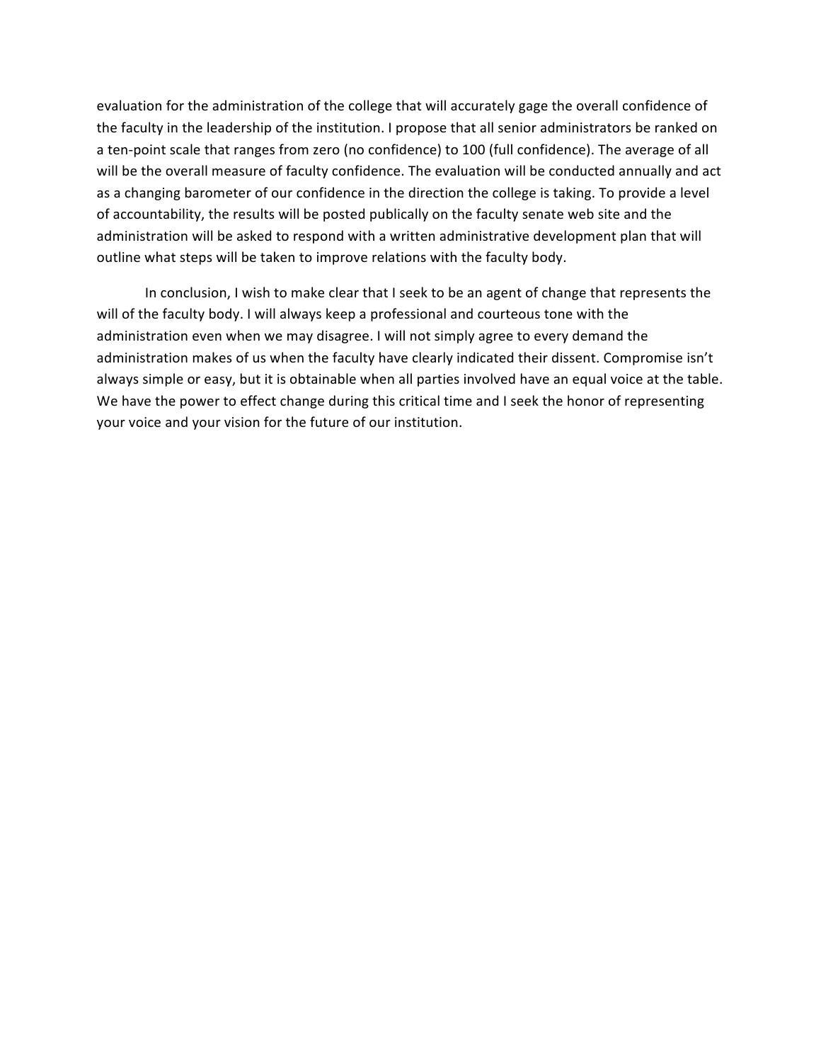evaluation for the administration of the college that will accurately gage the overall confidence of the faculty in the leadership of the institution. I propose that all senior administrators be ranked on a ten-point scale that ranges from zero (no confidence) to 100 (full confidence). The average of all will be the overall measure of faculty confidence. The evaluation will be conducted annually and act as a changing barometer of our confidence in the direction the college is taking. To provide a level of accountability, the results will be posted publically on the faculty senate web site and the administration will be asked to respond with a written administrative development plan that will outline what steps will be taken to improve relations with the faculty body.

In conclusion, I wish to make clear that I seek to be an agent of change that represents the will of the faculty body. I will always keep a professional and courteous tone with the administration even when we may disagree. I will not simply agree to every demand the administration makes of us when the faculty have clearly indicated their dissent. Compromise isn't always simple or easy, but it is obtainable when all parties involved have an equal voice at the table. We have the power to effect change during this critical time and I seek the honor of representing your voice and your vision for the future of our institution.